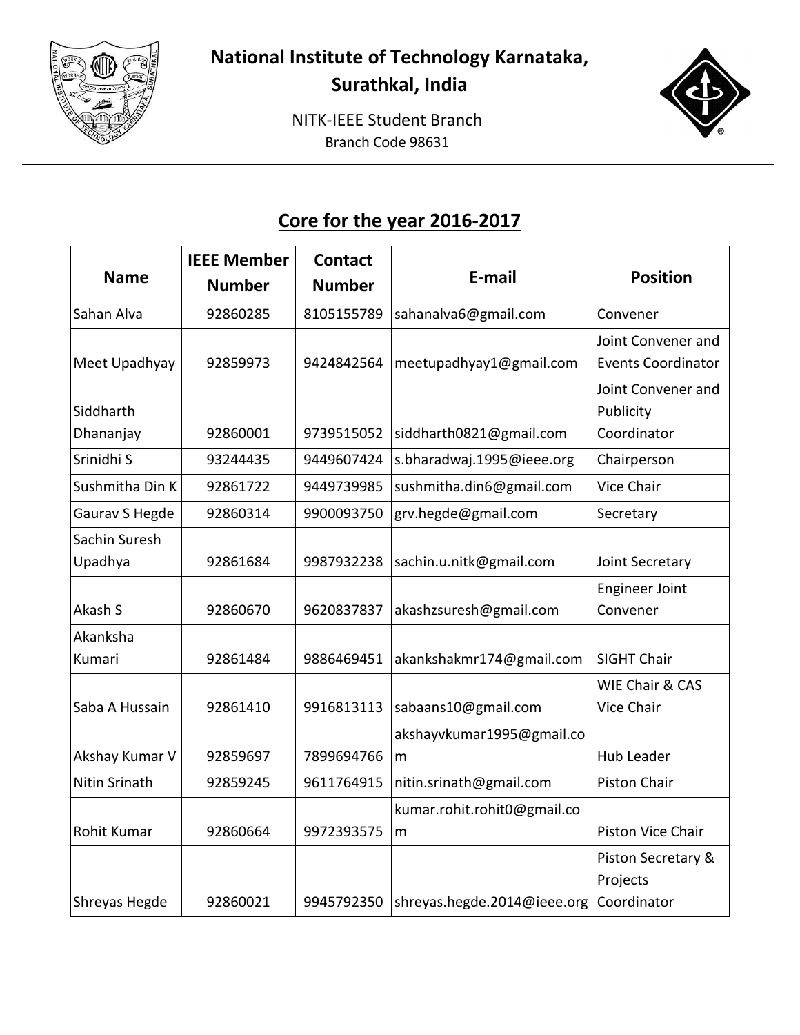# National Institute of Technology Karnataka, Surathkal, India

NITK-IEEE Student Branch
Branch Code 98631

## Core for the year 2016-2017

| Name | IEEE Member Number | Contact Number | E-mail | Position |
|---|---|---|---|---|
| Sahan Alva | 92860285 | 8105155789 | sahanalva6@gmail.com | Convener |
| Meet Upadhyay | 92859973 | 9424842564 | meetupadhyay1@gmail.com | Joint Convener and Events Coordinator |
| Siddharth Dhananjay | 92860001 | 9739515052 | siddharth0821@gmail.com | Joint Convener and Publicity Coordinator |
| Srinidhi S | 93244435 | 9449607424 | s.bharadwaj.1995@ieee.org | Chairperson |
| Sushmitha Din K | 92861722 | 9449739985 | sushmitha.din6@gmail.com | Vice Chair |
| Gaurav S Hegde | 92860314 | 9900093750 | grv.hegde@gmail.com | Secretary |
| Sachin Suresh Upadhya | 92861684 | 9987932238 | sachin.u.nitk@gmail.com | Joint Secretary |
| Akash S | 92860670 | 9620837837 | akashzsuresh@gmail.com | Engineer Joint Convener |
| Akanksha Kumari | 92861484 | 9886469451 | akankshakmr174@gmail.com | SIGHT Chair |
| Saba A Hussain | 92861410 | 9916813113 | sabaans10@gmail.com | WIE Chair & CAS Vice Chair |
| Akshay Kumar V | 92859697 | 7899694766 | akshayvkumar1995@gmail.com | Hub Leader |
| Nitin Srinath | 92859245 | 9611764915 | nitin.srinath@gmail.com | Piston Chair |
| Rohit Kumar | 92860664 | 9972393575 | kumar.rohit.rohit0@gmail.com | Piston Vice Chair |
| Shreyas Hegde | 92860021 | 9945792350 | shreyas.hegde.2014@ieee.org | Piston Secretary & Projects Coordinator |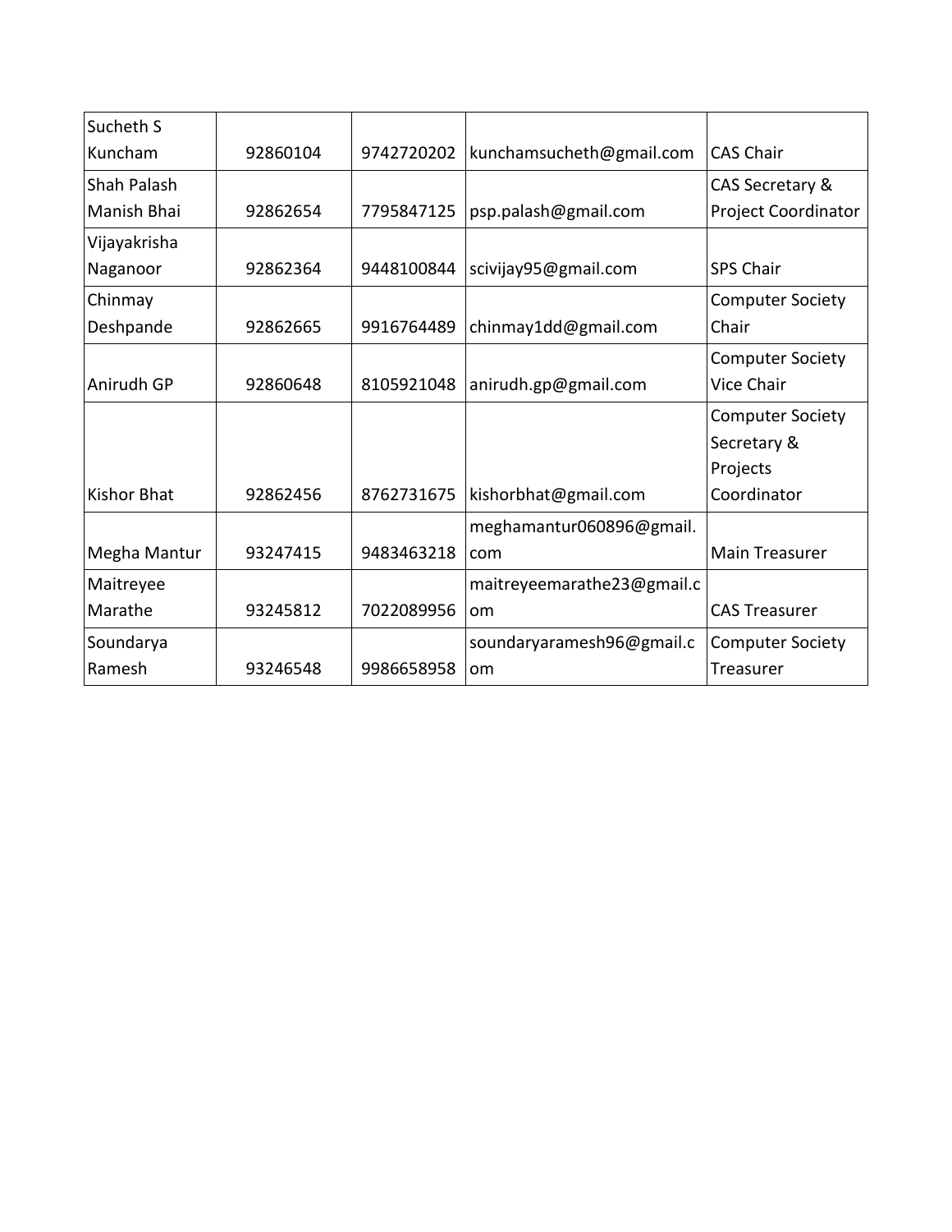| | | | | |
|---|---|---|---|---|
| Sucheth S Kuncham | 92860104 | 9742720202 | kunchamsucheth@gmail.com | CAS Chair |
| Shah Palash Manish Bhai | 92862654 | 7795847125 | psp.palash@gmail.com | CAS Secretary & Project Coordinator |
| Vijayakrisha Naganoor | 92862364 | 9448100844 | scivijay95@gmail.com | SPS Chair |
| Chinmay Deshpande | 92862665 | 9916764489 | chinmay1dd@gmail.com | Computer Society Chair |
| Anirudh GP | 92860648 | 8105921048 | anirudh.gp@gmail.com | Computer Society Vice Chair |
| Kishor Bhat | 92862456 | 8762731675 | kishorbhat@gmail.com | Computer Society Secretary & Projects Coordinator |
| Megha Mantur | 93247415 | 9483463218 | meghamantur060896@gmail.com | Main Treasurer |
| Maitreyee Marathe | 93245812 | 7022089956 | maitreyeemarathe23@gmail.com | CAS Treasurer |
| Soundarya Ramesh | 93246548 | 9986658958 | soundaryaramesh96@gmail.com | Computer Society Treasurer |